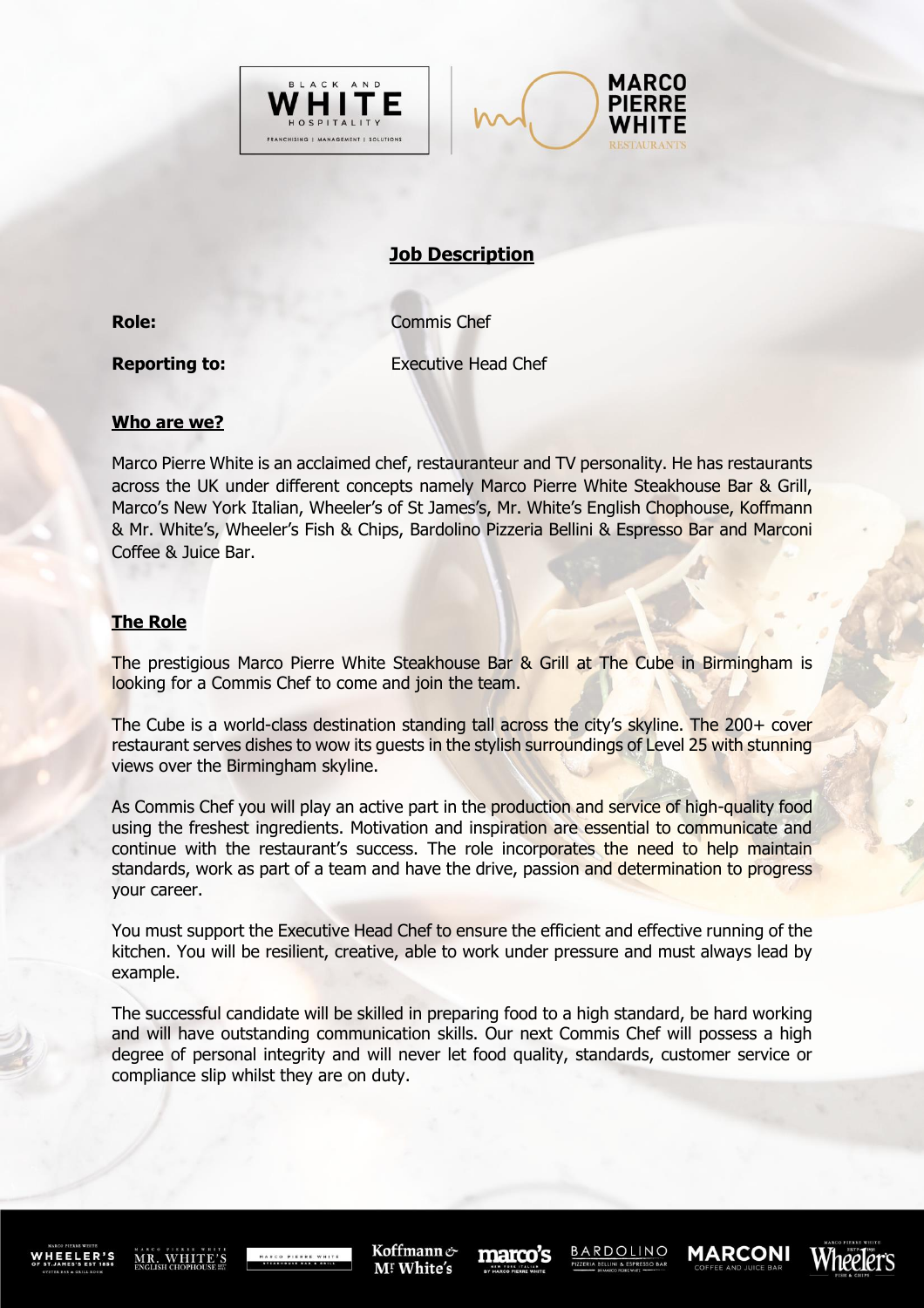# Job Description

**Role:** Commis Chef

**Reporting to:** Executive Head Chef

## Who are we?

Marco Pierre White is an acclaimed chef, restauranteur and TV personality. He has restaurants across the UK under different concepts namely Marco Pierre White Steakhouse Bar & Grill, Marco's New York Italian, Wheeler's of St James's, Mr. White's English Chophouse, Koffmann & Mr. White's, Wheeler's Fish & Chips, Bardolino Pizzeria Bellini & Espresso Bar and Marconi Coffee & Juice Bar.

## The Role

The prestigious Marco Pierre White Steakhouse Bar & Grill at The Cube in Birmingham is looking for a Commis Chef to come and join the team.

The Cube is a world-class destination standing tall across the city's skyline. The 200+ cover restaurant serves dishes to wow its guests in the stylish surroundings of Level 25 with stunning views over the Birmingham skyline.

As Commis Chef you will play an active part in the production and service of high-quality food using the freshest ingredients. Motivation and inspiration are essential to communicate and continue with the restaurant's success. The role incorporates the need to help maintain standards, work as part of a team and have the drive, passion and determination to progress your career.

You must support the Executive Head Chef to ensure the efficient and effective running of the kitchen. You will be resilient, creative, able to work under pressure and must always lead by example.

The successful candidate will be skilled in preparing food to a high standard, be hard working and will have outstanding communication skills. Our next Commis Chef will possess a high degree of personal integrity and will never let food quality, standards, customer service or compliance slip whilst they are on duty.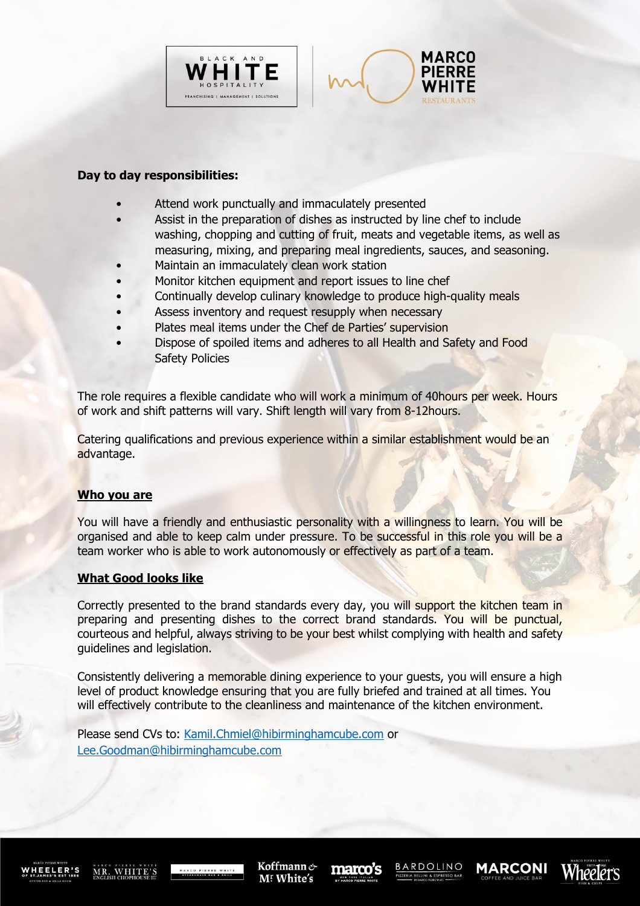**Day to day responsibilities:**

- Attend work punctually and immaculately presented
- Assist in the preparation of dishes as instructed by line chef to include washing, chopping and cutting of fruit, meats and vegetable items, as well as measuring, mixing, and preparing meal ingredients, sauces, and seasoning.
- Maintain an immaculately clean work station
- Monitor kitchen equipment and report issues to line chef
- Continually develop culinary knowledge to produce high-quality meals
- Assess inventory and request resupply when necessary
- Plates meal items under the Chef de Parties' supervision
- Dispose of spoiled items and adheres to all Health and Safety and Food Safety Policies

The role requires a flexible candidate who will work a minimum of 40hours per week. Hours of work and shift patterns will vary. Shift length will vary from 8-12hours.

Catering qualifications and previous experience within a similar establishment would be an advantage.

## Who you are

You will have a friendly and enthusiastic personality with a willingness to learn. You will be organised and able to keep calm under pressure. To be successful in this role you will be a team worker who is able to work autonomously or effectively as part of a team.

## What Good looks like

Correctly presented to the brand standards every day, you will support the kitchen team in preparing and presenting dishes to the correct brand standards. You will be punctual, courteous and helpful, always striving to be your best whilst complying with health and safety guidelines and legislation.

Consistently delivering a memorable dining experience to your guests, you will ensure a high level of product knowledge ensuring that you are fully briefed and trained at all times. You will effectively contribute to the cleanliness and maintenance of the kitchen environment.

Please send CVs to: Kamil.Chmiel@hibirminghamcube.com or Lee.Goodman@hibirminghamcube.com